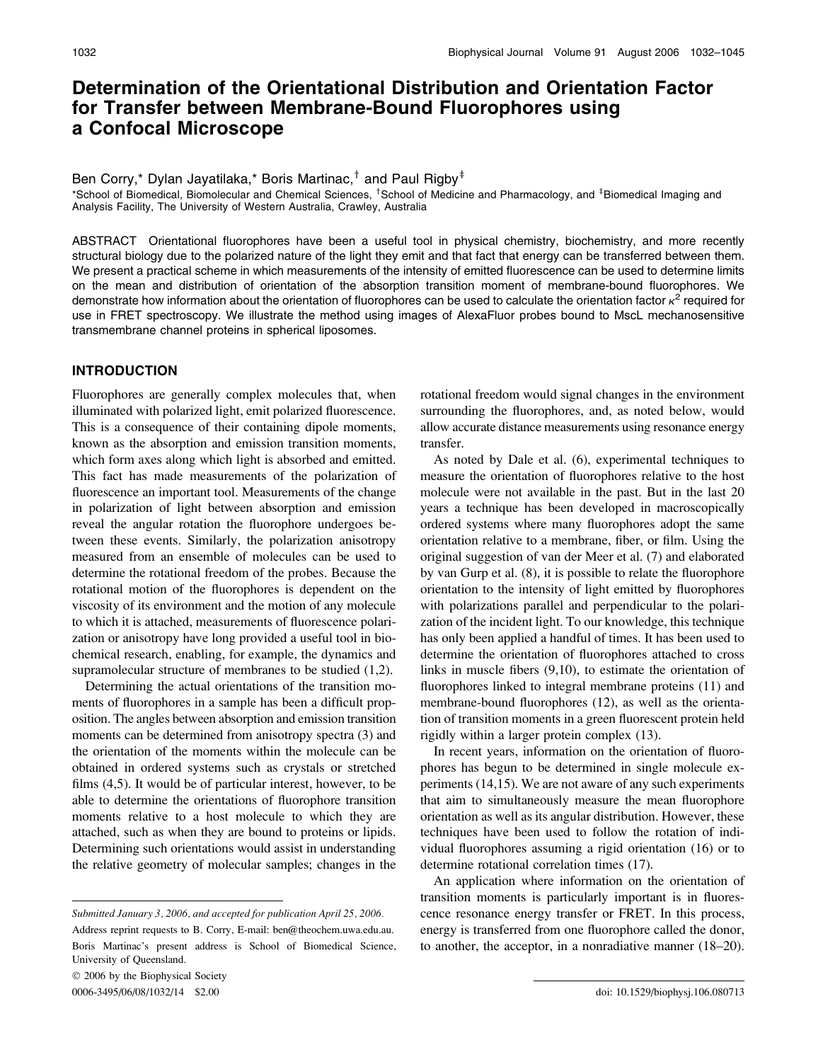# Determination of the Orientational Distribution and Orientation Factor for Transfer between Membrane-Bound Fluorophores using a Confocal Microscope

Ben Corry,* Dylan Jayatilaka,* Boris Martinac,[†] and Paul Rigby[‡]

*School of Biomedical, Biomolecular and Chemical Sciences, [†]School of Medicine and Pharmacology, and [‡]Biomedical Imaging and Analysis Facility, The University of Western Australia, Crawley, Australia

ABSTRACT Orientational fluorophores have been a useful tool in physical chemistry, biochemistry, and more recently structural biology due to the polarized nature of the light they emit and that fact that energy can be transferred between them. We present a practical scheme in which measurements of the intensity of emitted fluorescence can be used to determine limits on the mean and distribution of orientation of the absorption transition moment of membrane-bound fluorophores. We demonstrate how information about the orientation of fluorophores can be used to calculate the orientation factor $\kappa^2$ required for use in FRET spectroscopy. We illustrate the method using images of AlexaFluor probes bound to MscL mechanosensitive transmembrane channel proteins in spherical liposomes.

## INTRODUCTION

Fluorophores are generally complex molecules that, when illuminated with polarized light, emit polarized fluorescence. This is a consequence of their containing dipole moments, known as the absorption and emission transition moments, which form axes along which light is absorbed and emitted. This fact has made measurements of the polarization of fluorescence an important tool. Measurements of the change in polarization of light between absorption and emission reveal the angular rotation the fluorophore undergoes between these events. Similarly, the polarization anisotropy measured from an ensemble of molecules can be used to determine the rotational freedom of the probes. Because the rotational motion of the fluorophores is dependent on the viscosity of its environment and the motion of any molecule to which it is attached, measurements of fluorescence polarization or anisotropy have long provided a useful tool in biochemical research, enabling, for example, the dynamics and supramolecular structure of membranes to be studied (1,2).

Determining the actual orientations of the transition moments of fluorophores in a sample has been a difficult proposition. The angles between absorption and emission transition moments can be determined from anisotropy spectra (3) and the orientation of the moments within the molecule can be obtained in ordered systems such as crystals or stretched films (4,5). It would be of particular interest, however, to be able to determine the orientations of fluorophore transition moments relative to a host molecule to which they are attached, such as when they are bound to proteins or lipids. Determining such orientations would assist in understanding the relative geometry of molecular samples; changes in the rotational freedom would signal changes in the environment surrounding the fluorophores, and, as noted below, would allow accurate distance measurements using resonance energy transfer.

As noted by Dale et al. (6), experimental techniques to measure the orientation of fluorophores relative to the host molecule were not available in the past. But in the last 20 years a technique has been developed in macroscopically ordered systems where many fluorophores adopt the same orientation relative to a membrane, fiber, or film. Using the original suggestion of van der Meer et al. (7) and elaborated by van Gurp et al. (8), it is possible to relate the fluorophore orientation to the intensity of light emitted by fluorophores with polarizations parallel and perpendicular to the polarization of the incident light. To our knowledge, this technique has only been applied a handful of times. It has been used to determine the orientation of fluorophores attached to cross links in muscle fibers (9,10), to estimate the orientation of fluorophores linked to integral membrane proteins (11) and membrane-bound fluorophores (12), as well as the orientation of transition moments in a green fluorescent protein held rigidly within a larger protein complex (13).

In recent years, information on the orientation of fluorophores has begun to be determined in single molecule experiments (14,15). We are not aware of any such experiments that aim to simultaneously measure the mean fluorophore orientation as well as its angular distribution. However, these techniques have been used to follow the rotation of individual fluorophores assuming a rigid orientation (16) or to determine rotational correlation times (17).

An application where information on the orientation of transition moments is particularly important is in fluorescence resonance energy transfer or FRET. In this process, energy is transferred from one fluorophore called the donor, to another, the acceptor, in a nonradiative manner (18–20).

*Submitted January 3, 2006, and accepted for publication April 25, 2006.*

Address reprint requests to B. Corry, E-mail: ben@theochem.uwa.edu.au.

Boris Martinac's present address is School of Biomedical Science, University of Queensland.

© 2006 by the Biophysical Society

0006-3495/06/08/1032/14 $2.00

doi: 10.1529/biophysj.106.080713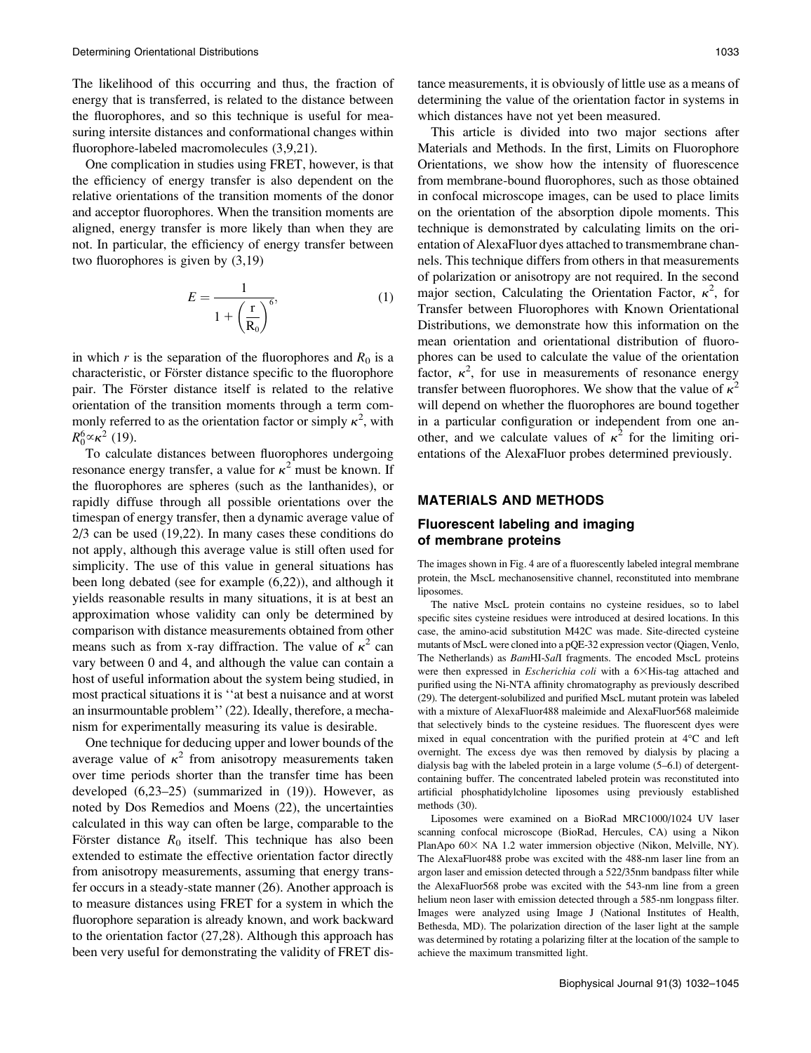The likelihood of this occurring and thus, the fraction of energy that is transferred, is related to the distance between the fluorophores, and so this technique is useful for measuring intersite distances and conformational changes within fluorophore-labeled macromolecules (3,9,21).

One complication in studies using FRET, however, is that the efficiency of energy transfer is also dependent on the relative orientations of the transition moments of the donor and acceptor fluorophores. When the transition moments are aligned, energy transfer is more likely than when they are not. In particular, the efficiency of energy transfer between two fluorophores is given by (3,19)

$$E = \frac{1}{1 + \left(\frac{r}{R_0}\right)^6}, \tag{1}$$

in which $r$ is the separation of the fluorophores and $R_0$ is a characteristic, or Förster distance specific to the fluorophore pair. The Förster distance itself is related to the relative orientation of the transition moments through a term commonly referred to as the orientation factor or simply $\kappa^2$, with $R_0^6 \propto \kappa^2$ (19).

To calculate distances between fluorophores undergoing resonance energy transfer, a value for $\kappa^2$ must be known. If the fluorophores are spheres (such as the lanthanides), or rapidly diffuse through all possible orientations over the timespan of energy transfer, then a dynamic average value of 2/3 can be used (19,22). In many cases these conditions do not apply, although this average value is still often used for simplicity. The use of this value in general situations has been long debated (see for example (6,22)), and although it yields reasonable results in many situations, it is at best an approximation whose validity can only be determined by comparison with distance measurements obtained from other means such as from x-ray diffraction. The value of $\kappa^2$ can vary between 0 and 4, and although the value can contain a host of useful information about the system being studied, in most practical situations it is ''at best a nuisance and at worst an insurmountable problem'' (22). Ideally, therefore, a mechanism for experimentally measuring its value is desirable.

One technique for deducing upper and lower bounds of the average value of $\kappa^2$ from anisotropy measurements taken over time periods shorter than the transfer time has been developed (6,23–25) (summarized in (19)). However, as noted by Dos Remedios and Moens (22), the uncertainties calculated in this way can often be large, comparable to the Förster distance $R_0$ itself. This technique has also been extended to estimate the effective orientation factor directly from anisotropy measurements, assuming that energy transfer occurs in a steady-state manner (26). Another approach is to measure distances using FRET for a system in which the fluorophore separation is already known, and work backward to the orientation factor (27,28). Although this approach has been very useful for demonstrating the validity of FRET distance measurements, it is obviously of little use as a means of determining the value of the orientation factor in systems in which distances have not yet been measured.

This article is divided into two major sections after Materials and Methods. In the first, Limits on Fluorophore Orientations, we show how the intensity of fluorescence from membrane-bound fluorophores, such as those obtained in confocal microscope images, can be used to place limits on the orientation of the absorption dipole moments. This technique is demonstrated by calculating limits on the orientation of AlexaFluor dyes attached to transmembrane channels. This technique differs from others in that measurements of polarization or anisotropy are not required. In the second major section, Calculating the Orientation Factor, $\kappa^2$, for Transfer between Fluorophores with Known Orientational Distributions, we demonstrate how this information on the mean orientation and orientational distribution of fluorophores can be used to calculate the value of the orientation factor, $\kappa^2$, for use in measurements of resonance energy transfer between fluorophores. We show that the value of $\kappa^2$ will depend on whether the fluorophores are bound together in a particular configuration or independent from one another, and we calculate values of $\kappa^2$ for the limiting orientations of the AlexaFluor probes determined previously.

## MATERIALS AND METHODS

### Fluorescent labeling and imaging of membrane proteins

The images shown in Fig. 4 are of a fluorescently labeled integral membrane protein, the MscL mechanosensitive channel, reconstituted into membrane liposomes.

The native MscL protein contains no cysteine residues, so to label specific sites cysteine residues were introduced at desired locations. In this case, the amino-acid substitution M42C was made. Site-directed cysteine mutants of MscL were cloned into a pQE-32 expression vector (Qiagen, Venlo, The Netherlands) as *Bam*HI-*Sal*I fragments. The encoded MscL proteins were then expressed in *Escherichia coli* with a 6×His-tag attached and purified using the Ni-NTA affinity chromatography as previously described (29). The detergent-solubilized and purified MscL mutant protein was labeled with a mixture of AlexaFluor488 maleimide and AlexaFluor568 maleimide that selectively binds to the cysteine residues. The fluorescent dyes were mixed in equal concentration with the purified protein at 4°C and left overnight. The excess dye was then removed by dialysis by placing a dialysis bag with the labeled protein in a large volume (5–6.l) of detergent-containing buffer. The concentrated labeled protein was reconstituted into artificial phosphatidylcholine liposomes using previously established methods (30).

Liposomes were examined on a BioRad MRC1000/1024 UV laser scanning confocal microscope (BioRad, Hercules, CA) using a Nikon PlanApo 60× NA 1.2 water immersion objective (Nikon, Melville, NY). The AlexaFluor488 probe was excited with the 488-nm laser line from an argon laser and emission detected through a 522/35nm bandpass filter while the AlexaFluor568 probe was excited with the 543-nm line from a green helium neon laser with emission detected through a 585-nm longpass filter. Images were analyzed using Image J (National Institutes of Health, Bethesda, MD). The polarization direction of the laser light at the sample was determined by rotating a polarizing filter at the location of the sample to achieve the maximum transmitted light.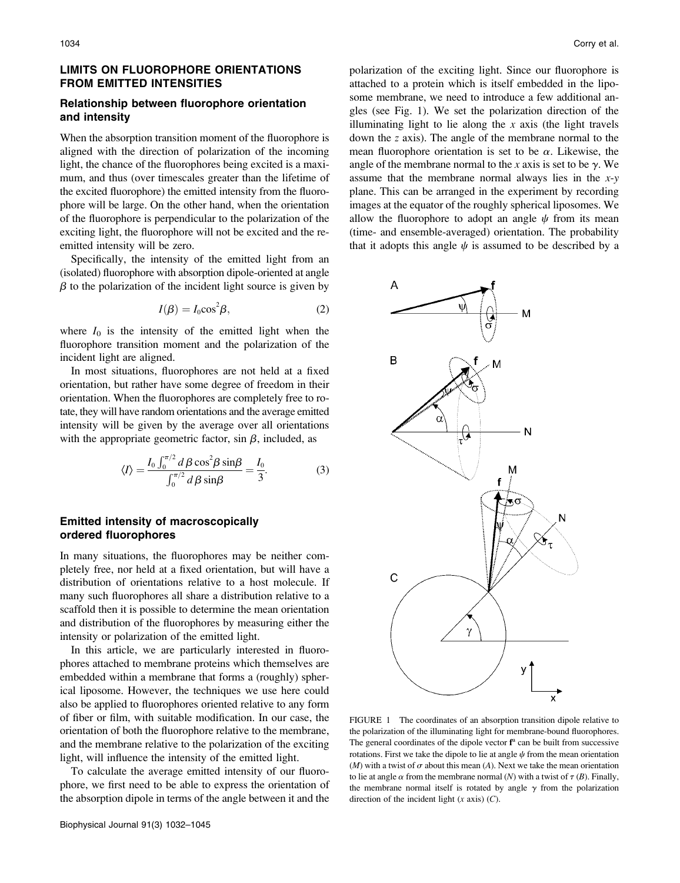## LIMITS ON FLUOROPHORE ORIENTATIONS FROM EMITTED INTENSITIES

### Relationship between fluorophore orientation and intensity

When the absorption transition moment of the fluorophore is aligned with the direction of polarization of the incoming light, the chance of the fluorophores being excited is a maximum, and thus (over timescales greater than the lifetime of the excited fluorophore) the emitted intensity from the fluorophore will be large. On the other hand, when the orientation of the fluorophore is perpendicular to the polarization of the exciting light, the fluorophore will not be excited and the reemitted intensity will be zero.

Specifically, the intensity of the emitted light from an (isolated) fluorophore with absorption dipole-oriented at angle $\beta$ to the polarization of the incident light source is given by

$$I(\beta) = I_0 \cos^2\beta, \tag{2}$$

where $I_0$ is the intensity of the emitted light when the fluorophore transition moment and the polarization of the incident light are aligned.

In most situations, fluorophores are not held at a fixed orientation, but rather have some degree of freedom in their orientation. When the fluorophores are completely free to rotate, they will have random orientations and the average emitted intensity will be given by the average over all orientations with the appropriate geometric factor, $\sin\beta$, included, as

$$\langle I \rangle = \frac{I_0 \int_0^{\pi/2} d\beta \cos^2\beta \sin\beta}{\int_0^{\pi/2} d\beta \sin\beta} = \frac{I_0}{3}. \tag{3}$$

### Emitted intensity of macroscopically ordered fluorophores

In many situations, the fluorophores may be neither completely free, nor held at a fixed orientation, but will have a distribution of orientations relative to a host molecule. If many such fluorophores all share a distribution relative to a scaffold then it is possible to determine the mean orientation and distribution of the fluorophores by measuring either the intensity or polarization of the emitted light.

In this article, we are particularly interested in fluorophores attached to membrane proteins which themselves are embedded within a membrane that forms a (roughly) spherical liposome. However, the techniques we use here could also be applied to fluorophores oriented relative to any form of fiber or film, with suitable modification. In our case, the orientation of both the fluorophore relative to the membrane, and the membrane relative to the polarization of the exciting light, will influence the intensity of the emitted light.

To calculate the average emitted intensity of our fluorophore, we first need to be able to express the orientation of the absorption dipole in terms of the angle between it and the polarization of the exciting light. Since our fluorophore is attached to a protein which is itself embedded in the liposome membrane, we need to introduce a few additional angles (see Fig. 1). We set the polarization direction of the illuminating light to lie along the $x$ axis (the light travels down the $z$ axis). The angle of the membrane normal to the mean fluorophore orientation is set to be $\alpha$. Likewise, the angle of the membrane normal to the $x$ axis is set to be $\gamma$. We assume that the membrane normal always lies in the $x$-$y$ plane. This can be arranged in the experiment by recording images at the equator of the roughly spherical liposomes. We allow the fluorophore to adopt an angle $\psi$ from its mean (time- and ensemble-averaged) orientation. The probability that it adopts this angle $\psi$ is assumed to be described by a

FIGURE 1 The coordinates of an absorption transition dipole relative to the polarization of the illuminating light for membrane-bound fluorophores. The general coordinates of the dipole vector $\mathbf{f}^a$ can be built from successive rotations. First we take the dipole to lie at angle $\psi$ from the mean orientation ($M$) with a twist of $\sigma$ about this mean ($A$). Next we take the mean orientation to lie at angle $\alpha$ from the membrane normal ($N$) with a twist of $\tau$ ($B$). Finally, the membrane normal itself is rotated by angle $\gamma$ from the polarization direction of the incident light ($x$ axis) ($C$).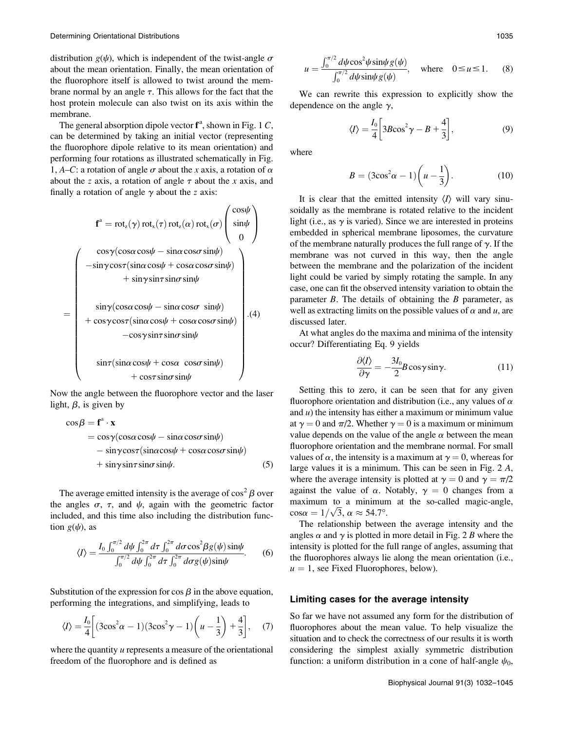distribution $g(\psi)$, which is independent of the twist-angle $\sigma$ about the mean orientation. Finally, the mean orientation of the fluorophore itself is allowed to twist around the membrane normal by an angle $\tau$. This allows for the fact that the host protein molecule can also twist on its axis within the membrane.

The general absorption dipole vector $\mathbf{f}^a$, shown in Fig. 1 *C*, can be determined by taking an initial vector (representing the fluorophore dipole relative to its mean orientation) and performing four rotations as illustrated schematically in Fig. 1, *A*–*C*: a rotation of angle $\sigma$ about the *x* axis, a rotation of $\alpha$ about the *z* axis, a rotation of angle $\tau$ about the *x* axis, and finally a rotation of angle $\gamma$ about the *z* axis:

$$\mathbf{f}^a = \text{rot}_z(\gamma)\,\text{rot}_x(\tau)\,\text{rot}_z(\alpha)\,\text{rot}_x(\sigma)\begin{pmatrix}\cos\psi \\ \sin\psi \\ 0\end{pmatrix}$$

$$= \begin{pmatrix} \cos\gamma(\cos\alpha\cos\psi - \sin\alpha\cos\sigma\sin\psi) \\ -\sin\gamma\cos\tau(\sin\alpha\cos\psi + \cos\alpha\cos\sigma\sin\psi) \\ + \sin\gamma\sin\tau\sin\sigma\sin\psi \\ \\ \sin\gamma(\cos\alpha\cos\psi - \sin\alpha\cos\sigma\sin\psi) \\ + \cos\gamma\cos\tau(\sin\alpha\cos\psi + \cos\alpha\cos\sigma\sin\psi) \\ -\cos\gamma\sin\tau\sin\sigma\sin\psi \\ \\ \sin\tau(\sin\alpha\cos\psi + \cos\alpha\cos\sigma\sin\psi) \\ + \cos\tau\sin\sigma\sin\psi \end{pmatrix}. \quad (4)$$

Now the angle between the fluorophore vector and the laser light, $\beta$, is given by

$$\begin{aligned}\cos\beta &= \mathbf{f}^a \cdot \mathbf{x} \\ &= \cos\gamma(\cos\alpha\cos\psi - \sin\alpha\cos\sigma\sin\psi) \\ &\quad - \sin\gamma\cos\tau(\sin\alpha\cos\psi + \cos\alpha\cos\sigma\sin\psi) \\ &\quad + \sin\gamma\sin\tau\sin\sigma\sin\psi. \end{aligned} \quad (5)$$

The average emitted intensity is the average of $\cos^2\beta$ over the angles $\sigma$, $\tau$, and $\psi$, again with the geometric factor included, and this time also including the distribution function $g(\psi)$, as

$$\langle I \rangle = \frac{I_0\int_0^{\pi/2}d\psi\int_0^{2\pi}d\tau\int_0^{2\pi}d\sigma\cos^2\beta g(\psi)\sin\psi}{\int_0^{\pi/2}d\psi\int_0^{2\pi}d\tau\int_0^{2\pi}d\sigma g(\psi)\sin\psi}. \quad (6)$$

Substitution of the expression for $\cos\beta$ in the above equation, performing the integrations, and simplifying, leads to

$$\langle I \rangle = \frac{I_0}{4}\left[(3\cos^2\alpha - 1)(3\cos^2\gamma - 1)\left(u - \frac{1}{3}\right) + \frac{4}{3}\right], \quad (7)$$

where the quantity $u$ represents a measure of the orientational freedom of the fluorophore and is defined as

$$u = \frac{\int_0^{\pi/2}d\psi\cos^2\psi\sin\psi g(\psi)}{\int_0^{\pi/2}d\psi\sin\psi g(\psi)}, \quad \text{where} \quad 0 \leq u \leq 1. \quad (8)$$

We can rewrite this expression to explicitly show the dependence on the angle $\gamma$,

$$\langle I \rangle = \frac{I_0}{4}\left[3B\cos^2\gamma - B + \frac{4}{3}\right], \quad (9)$$

where

$$B = (3\cos^2\alpha - 1)\left(u - \frac{1}{3}\right). \quad (10)$$

It is clear that the emitted intensity $\langle I \rangle$ will vary sinusoidally as the membrane is rotated relative to the incident light (i.e., as $\gamma$ is varied). Since we are interested in proteins embedded in spherical membrane liposomes, the curvature of the membrane naturally produces the full range of $\gamma$. If the membrane was not curved in this way, then the angle between the membrane and the polarization of the incident light could be varied by simply rotating the sample. In any case, one can fit the observed intensity variation to obtain the parameter $B$. The details of obtaining the $B$ parameter, as well as extracting limits on the possible values of $\alpha$ and $u$, are discussed later.

At what angles do the maxima and minima of the intensity occur? Differentiating Eq. 9 yields

$$\frac{\partial\langle I \rangle}{\partial\gamma} = -\frac{3I_0}{2}B\cos\gamma\sin\gamma. \quad (11)$$

Setting this to zero, it can be seen that for any given fluorophore orientation and distribution (i.e., any values of $\alpha$ and $u$) the intensity has either a maximum or minimum value at $\gamma = 0$ and $\pi/2$. Whether $\gamma = 0$ is a maximum or minimum value depends on the value of the angle $\alpha$ between the mean fluorophore orientation and the membrane normal. For small values of $\alpha$, the intensity is a maximum at $\gamma = 0$, whereas for large values it is a minimum. This can be seen in Fig. 2 *A*, where the average intensity is plotted at $\gamma = 0$ and $\gamma = \pi/2$ against the value of $\alpha$. Notably, $\gamma = 0$ changes from a maximum to a minimum at the so-called magic-angle, $\cos\alpha = 1/\sqrt{3}$, $\alpha \approx 54.7°$.

The relationship between the average intensity and the angles $\alpha$ and $\gamma$ is plotted in more detail in Fig. 2 *B* where the intensity is plotted for the full range of angles, assuming that the fluorophores always lie along the mean orientation (i.e., $u = 1$, see Fixed Fluorophores, below).

### Limiting cases for the average intensity

So far we have not assumed any form for the distribution of fluorophores about the mean value. To help visualize the situation and to check the correctness of our results it is worth considering the simplest axially symmetric distribution function: a uniform distribution in a cone of half-angle $\psi_0$,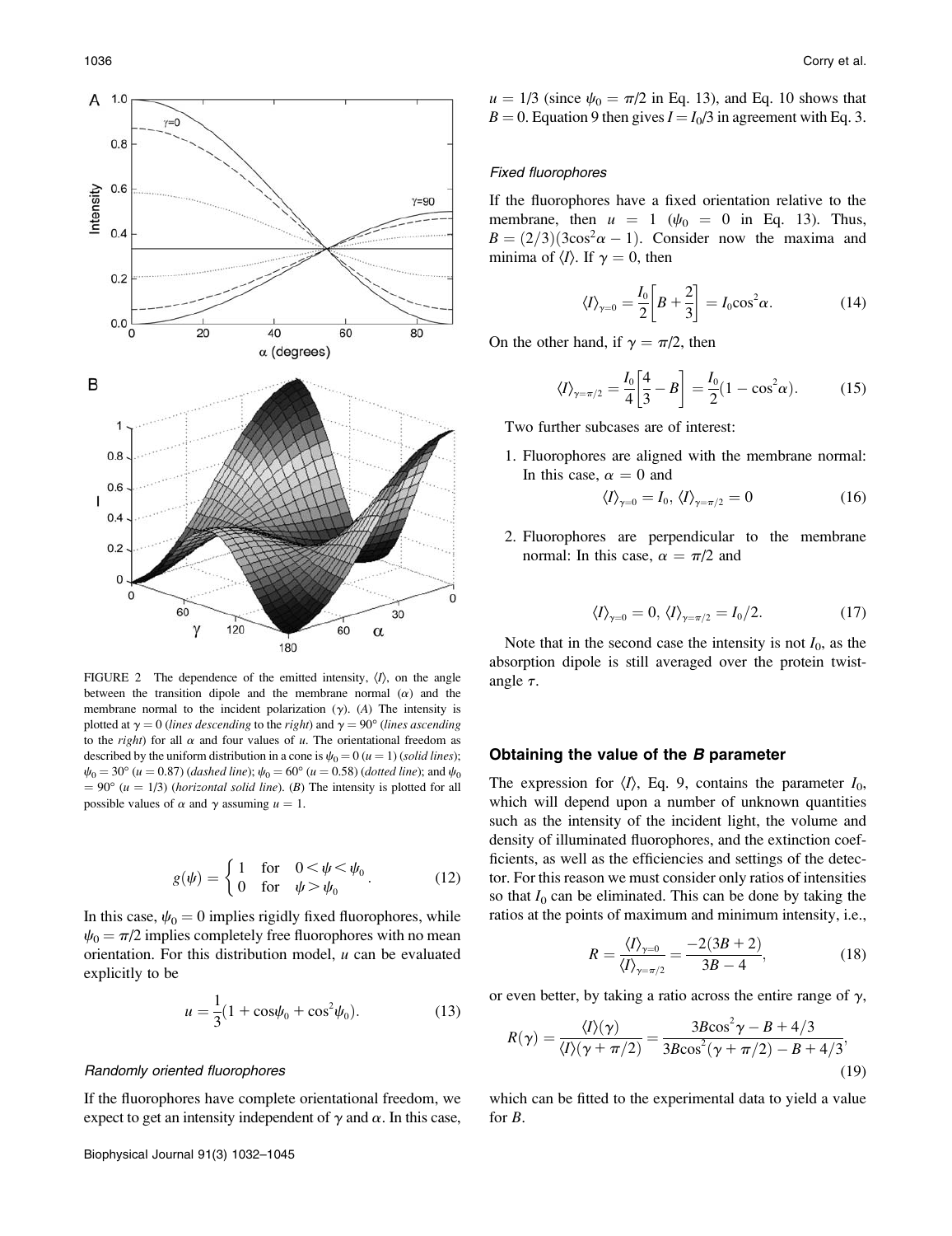FIGURE 2 The dependence of the emitted intensity, $\langle I \rangle$, on the angle between the transition dipole and the membrane normal ($\alpha$) and the membrane normal to the incident polarization ($\gamma$). (*A*) The intensity is plotted at $\gamma = 0$ (*lines descending* to the *right*) and $\gamma = 90°$ (*lines ascending* to the *right*) for all $\alpha$ and four values of $u$. The orientational freedom as described by the uniform distribution in a cone is $\psi_0 = 0$ ($u = 1$) (*solid lines*); $\psi_0 = 30°$ ($u = 0.87$) (*dashed line*); $\psi_0 = 60°$ ($u = 0.58$) (*dotted line*); and $\psi_0 = 90°$ ($u = 1/3$) (*horizontal solid line*). (*B*) The intensity is plotted for all possible values of $\alpha$ and $\gamma$ assuming $u = 1$.

$$g(\psi) = \begin{cases} 1 & \text{for} \quad 0 < \psi < \psi_0 \\ 0 & \text{for} \quad \psi > \psi_0 \end{cases}. \tag{12}$$

In this case, $\psi_0 = 0$ implies rigidly fixed fluorophores, while $\psi_0 = \pi/2$ implies completely free fluorophores with no mean orientation. For this distribution model, $u$ can be evaluated explicitly to be

$$u = \frac{1}{3}(1 + \cos\psi_0 + \cos^2\psi_0). \tag{13}$$

#### Randomly oriented fluorophores

If the fluorophores have complete orientational freedom, we expect to get an intensity independent of $\gamma$ and $\alpha$. In this case, $u = 1/3$ (since $\psi_0 = \pi/2$ in Eq. 13), and Eq. 10 shows that $B = 0$. Equation 9 then gives $I = I_0/3$ in agreement with Eq. 3.

#### Fixed fluorophores

If the fluorophores have a fixed orientation relative to the membrane, then $u = 1$ ($\psi_0 = 0$ in Eq. 13). Thus, $B = (2/3)(3\cos^2\alpha - 1)$. Consider now the maxima and minima of $\langle I \rangle$. If $\gamma = 0$, then

$$\langle I \rangle_{\gamma=0} = \frac{I_0}{2}\left[B + \frac{2}{3}\right] = I_0 \cos^2\alpha. \tag{14}$$

On the other hand, if $\gamma = \pi/2$, then

$$\langle I \rangle_{\gamma=\pi/2} = \frac{I_0}{4}\left[\frac{4}{3} - B\right] = \frac{I_0}{2}(1 - \cos^2\alpha). \tag{15}$$

Two further subcases are of interest:

1. Fluorophores are aligned with the membrane normal: In this case, $\alpha = 0$ and
$$\langle I \rangle_{\gamma=0} = I_0, \ \langle I \rangle_{\gamma=\pi/2} = 0 \tag{16}$$

2. Fluorophores are perpendicular to the membrane normal: In this case, $\alpha = \pi/2$ and
$$\langle I \rangle_{\gamma=0} = 0, \ \langle I \rangle_{\gamma=\pi/2} = I_0/2. \tag{17}$$

Note that in the second case the intensity is not $I_0$, as the absorption dipole is still averaged over the protein twist-angle $\tau$.

### Obtaining the value of the *B* parameter

The expression for $\langle I \rangle$, Eq. 9, contains the parameter $I_0$, which will depend upon a number of unknown quantities such as the intensity of the incident light, the volume and density of illuminated fluorophores, and the extinction coefficients, as well as the efficiencies and settings of the detector. For this reason we must consider only ratios of intensities so that $I_0$ can be eliminated. This can be done by taking the ratios at the points of maximum and minimum intensity, i.e.,

$$R = \frac{\langle I \rangle_{\gamma=0}}{\langle I \rangle_{\gamma=\pi/2}} = \frac{-2(3B + 2)}{3B - 4}, \tag{18}$$

or even better, by taking a ratio across the entire range of $\gamma$,

$$R(\gamma) = \frac{\langle I \rangle(\gamma)}{\langle I \rangle(\gamma + \pi/2)} = \frac{3B\cos^2\gamma - B + 4/3}{3B\cos^2(\gamma + \pi/2) - B + 4/3}, \tag{19}$$

which can be fitted to the experimental data to yield a value for $B$.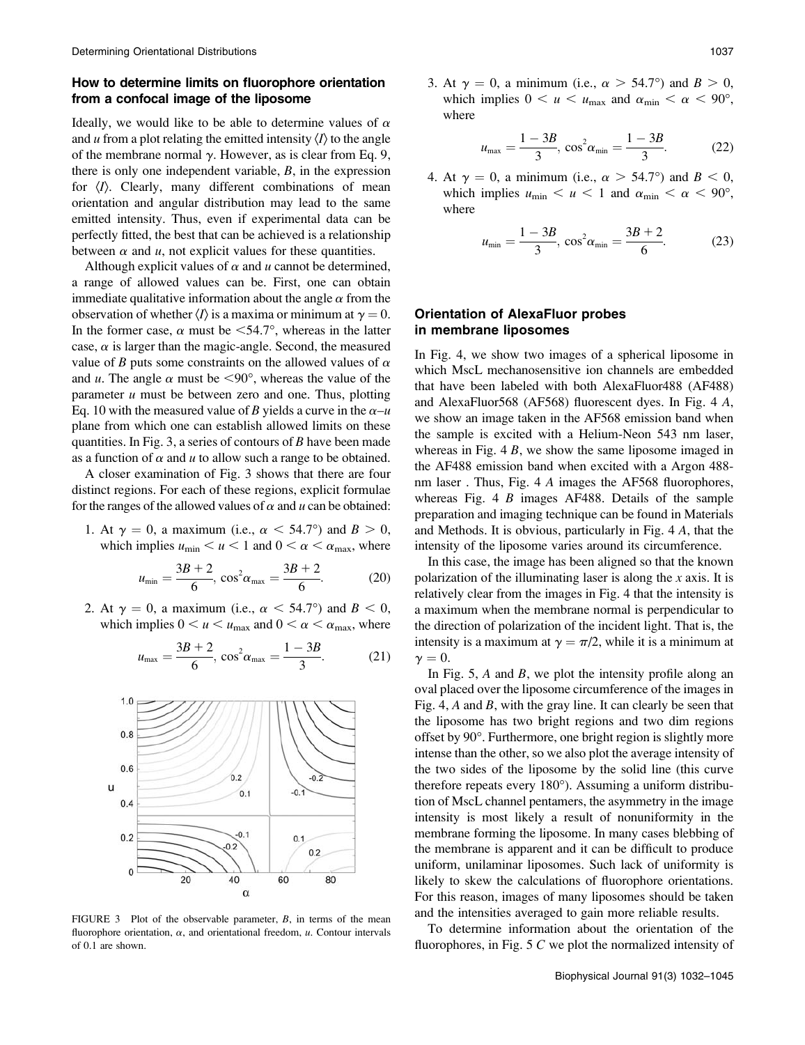### How to determine limits on fluorophore orientation from a confocal image of the liposome

Ideally, we would like to be able to determine values of $\alpha$ and $u$ from a plot relating the emitted intensity $\langle I \rangle$ to the angle of the membrane normal $\gamma$. However, as is clear from Eq. 9, there is only one independent variable, $B$, in the expression for $\langle I \rangle$. Clearly, many different combinations of mean orientation and angular distribution may lead to the same emitted intensity. Thus, even if experimental data can be perfectly fitted, the best that can be achieved is a relationship between $\alpha$ and $u$, not explicit values for these quantities.

Although explicit values of $\alpha$ and $u$ cannot be determined, a range of allowed values can be. First, one can obtain immediate qualitative information about the angle $\alpha$ from the observation of whether $\langle I \rangle$ is a maxima or minimum at $\gamma = 0$. In the former case, $\alpha$ must be $<54.7°$, whereas in the latter case, $\alpha$ is larger than the magic-angle. Second, the measured value of $B$ puts some constraints on the allowed values of $\alpha$ and $u$. The angle $\alpha$ must be $<90°$, whereas the value of the parameter $u$ must be between zero and one. Thus, plotting Eq. 10 with the measured value of $B$ yields a curve in the $\alpha$–$u$ plane from which one can establish allowed limits on these quantities. In Fig. 3, a series of contours of $B$ have been made as a function of $\alpha$ and $u$ to allow such a range to be obtained.

A closer examination of Fig. 3 shows that there are four distinct regions. For each of these regions, explicit formulae for the ranges of the allowed values of $\alpha$ and $u$ can be obtained:

1. At $\gamma = 0$, a maximum (i.e., $\alpha < 54.7°$) and $B > 0$, which implies $u_{min} < u < 1$ and $0 < \alpha < \alpha_{max}$, where

$$u_{min} = \frac{3B+2}{6},\ \cos^2\alpha_{max} = \frac{3B+2}{6}. \tag{20}$$

2. At $\gamma = 0$, a maximum (i.e., $\alpha < 54.7°$) and $B < 0$, which implies $0 < u < u_{max}$ and $0 < \alpha < \alpha_{max}$, where

$$u_{max} = \frac{3B+2}{6},\ \cos^2\alpha_{max} = \frac{1-3B}{3}. \tag{21}$$

FIGURE 3 Plot of the observable parameter, $B$, in terms of the mean fluorophore orientation, $\alpha$, and orientational freedom, $u$. Contour intervals of 0.1 are shown.

3. At $\gamma = 0$, a minimum (i.e., $\alpha > 54.7°$) and $B > 0$, which implies $0 < u < u_{max}$ and $\alpha_{min} < \alpha < 90°$, where

$$u_{max} = \frac{1-3B}{3},\ \cos^2\alpha_{min} = \frac{1-3B}{3}. \tag{22}$$

4. At $\gamma = 0$, a minimum (i.e., $\alpha > 54.7°$) and $B < 0$, which implies $u_{min} < u < 1$ and $\alpha_{min} < \alpha < 90°$, where

$$u_{min} = \frac{1-3B}{3},\ \cos^2\alpha_{min} = \frac{3B+2}{6}. \tag{23}$$

### Orientation of AlexaFluor probes in membrane liposomes

In Fig. 4, we show two images of a spherical liposome in which MscL mechanosensitive ion channels are embedded that have been labeled with both AlexaFluor488 (AF488) and AlexaFluor568 (AF568) fluorescent dyes. In Fig. 4 *A*, we show an image taken in the AF568 emission band when the sample is excited with a Helium-Neon 543 nm laser, whereas in Fig. 4 *B*, we show the same liposome imaged in the AF488 emission band when excited with a Argon 488-nm laser . Thus, Fig. 4 *A* images the AF568 fluorophores, whereas Fig. 4 *B* images AF488. Details of the sample preparation and imaging technique can be found in Materials and Methods. It is obvious, particularly in Fig. 4 *A*, that the intensity of the liposome varies around its circumference.

In this case, the image has been aligned so that the known polarization of the illuminating laser is along the $x$ axis. It is relatively clear from the images in Fig. 4 that the intensity is a maximum when the membrane normal is perpendicular to the direction of polarization of the incident light. That is, the intensity is a maximum at $\gamma = \pi/2$, while it is a minimum at $\gamma = 0$.

In Fig. 5, *A* and *B*, we plot the intensity profile along an oval placed over the liposome circumference of the images in Fig. 4, *A* and *B*, with the gray line. It can clearly be seen that the liposome has two bright regions and two dim regions offset by 90°. Furthermore, one bright region is slightly more intense than the other, so we also plot the average intensity of the two sides of the liposome by the solid line (this curve therefore repeats every 180°). Assuming a uniform distribution of MscL channel pentamers, the asymmetry in the image intensity is most likely a result of nonuniformity in the membrane forming the liposome. In many cases blebbing of the membrane is apparent and it can be difficult to produce uniform, unilaminar liposomes. Such lack of uniformity is likely to skew the calculations of fluorophore orientations. For this reason, images of many liposomes should be taken and the intensities averaged to gain more reliable results.

To determine information about the orientation of the fluorophores, in Fig. 5 *C* we plot the normalized intensity of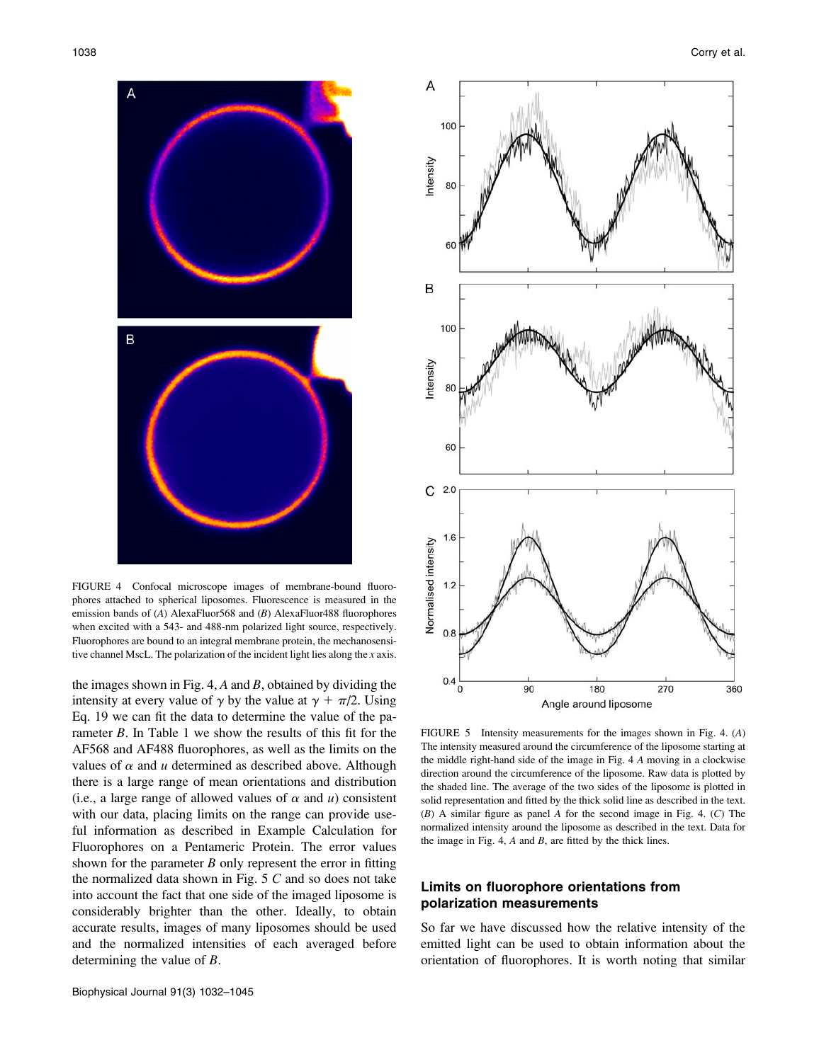FIGURE 4 Confocal microscope images of membrane-bound fluorophores attached to spherical liposomes. Fluorescence is measured in the emission bands of (*A*) AlexaFluor568 and (*B*) AlexaFluor488 fluorophores when excited with a 543- and 488-nm polarized light source, respectively. Fluorophores are bound to an integral membrane protein, the mechanosensitive channel MscL. The polarization of the incident light lies along the *x* axis.

the images shown in Fig. 4, *A* and *B*, obtained by dividing the intensity at every value of $\gamma$ by the value at $\gamma + \pi/2$. Using Eq. 19 we can fit the data to determine the value of the parameter $B$. In Table 1 we show the results of this fit for the AF568 and AF488 fluorophores, as well as the limits on the values of $\alpha$ and $u$ determined as described above. Although there is a large range of mean orientations and distribution (i.e., a large range of allowed values of $\alpha$ and $u$) consistent with our data, placing limits on the range can provide useful information as described in Example Calculation for Fluorophores on a Pentameric Protein. The error values shown for the parameter $B$ only represent the error in fitting the normalized data shown in Fig. 5 *C* and so does not take into account the fact that one side of the imaged liposome is considerably brighter than the other. Ideally, to obtain accurate results, images of many liposomes should be used and the normalized intensities of each averaged before determining the value of $B$.

FIGURE 5 Intensity measurements for the images shown in Fig. 4. (*A*) The intensity measured around the circumference of the liposome starting at the middle right-hand side of the image in Fig. 4 *A* moving in a clockwise direction around the circumference of the liposome. Raw data is plotted by the shaded line. The average of the two sides of the liposome is plotted in solid representation and fitted by the thick solid line as described in the text. (*B*) A similar figure as panel *A* for the second image in Fig. 4. (*C*) The normalized intensity around the liposome as described in the text. Data for the image in Fig. 4, *A* and *B*, are fitted by the thick lines.

## Limits on fluorophore orientations from polarization measurements

So far we have discussed how the relative intensity of the emitted light can be used to obtain information about the orientation of fluorophores. It is worth noting that similar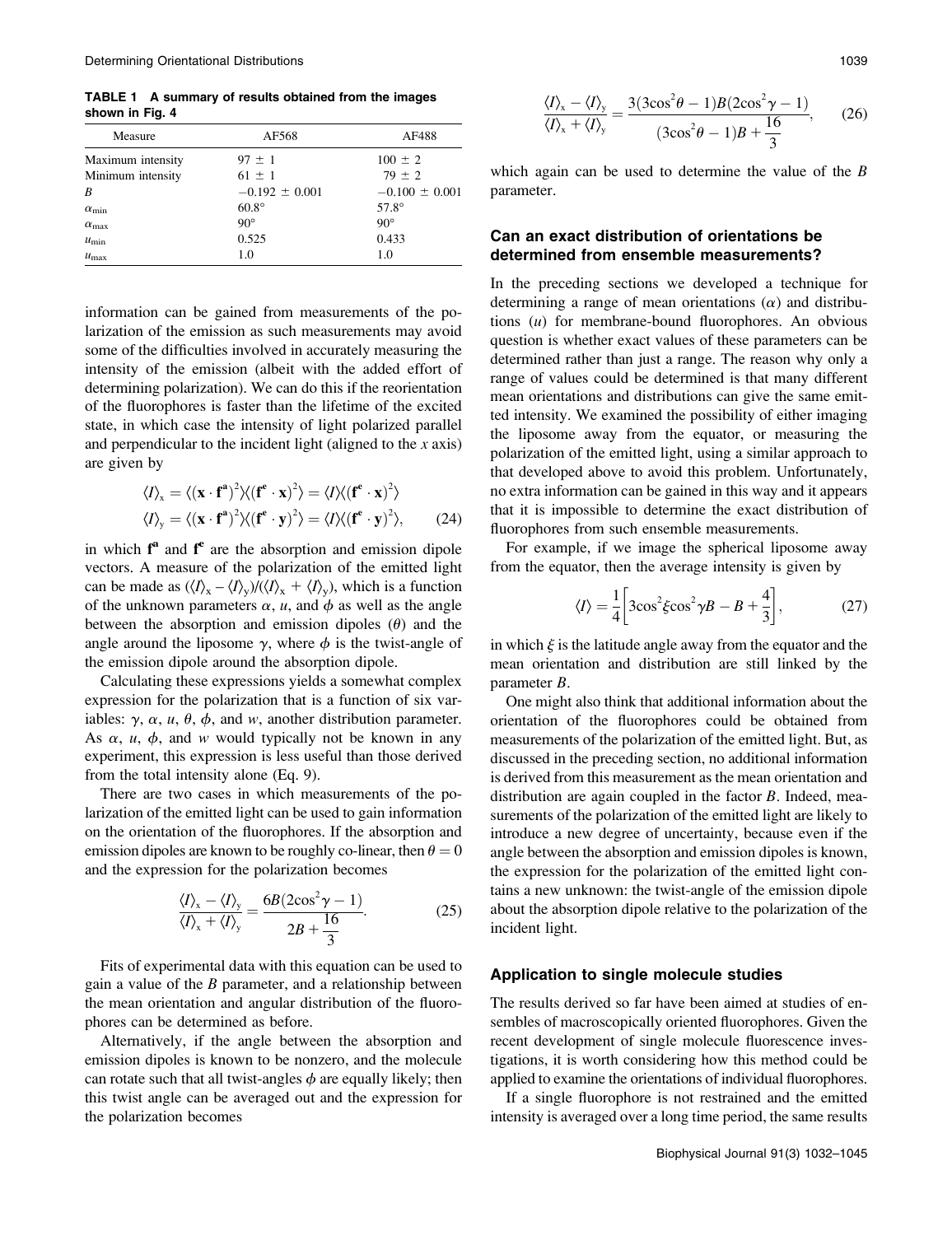**TABLE 1 A summary of results obtained from the images shown in Fig. 4**

| Measure | AF568 | AF488 |
| --- | --- | --- |
| Maximum intensity | $97 \pm 1$ | $100 \pm 2$ |
| Minimum intensity | $61 \pm 1$ | $79 \pm 2$ |
| $B$ | $-0.192 \pm 0.001$ | $-0.100 \pm 0.001$ |
| $\alpha_{\min}$ | 60.8° | 57.8° |
| $\alpha_{\max}$ | 90° | 90° |
| $u_{\min}$ | 0.525 | 0.433 |
| $u_{\max}$ | 1.0 | 1.0 |

information can be gained from measurements of the polarization of the emission as such measurements may avoid some of the difficulties involved in accurately measuring the intensity of the emission (albeit with the added effort of determining polarization). We can do this if the reorientation of the fluorophores is faster than the lifetime of the excited state, in which case the intensity of light polarized parallel and perpendicular to the incident light (aligned to the $x$ axis) are given by

$$\langle I \rangle_x = \langle (\mathbf{x} \cdot \mathbf{f^a})^2 \rangle \langle (\mathbf{f^e} \cdot \mathbf{x})^2 \rangle = \langle I \rangle \langle (\mathbf{f^e} \cdot \mathbf{x})^2 \rangle$$
$$\langle I \rangle_y = \langle (\mathbf{x} \cdot \mathbf{f^a})^2 \rangle \langle (\mathbf{f^e} \cdot \mathbf{y})^2 \rangle = \langle I \rangle \langle (\mathbf{f^e} \cdot \mathbf{y})^2 \rangle, \qquad (24)$$

in which $\mathbf{f^a}$ and $\mathbf{f^e}$ are the absorption and emission dipole vectors. A measure of the polarization of the emitted light can be made as $(\langle I \rangle_x - \langle I \rangle_y)/(\langle I \rangle_x + \langle I \rangle_y)$, which is a function of the unknown parameters $\alpha$, $u$, and $\phi$ as well as the angle between the absorption and emission dipoles ($\theta$) and the angle around the liposome $\gamma$, where $\phi$ is the twist-angle of the emission dipole around the absorption dipole.

Calculating these expressions yields a somewhat complex expression for the polarization that is a function of six variables: $\gamma$, $\alpha$, $u$, $\theta$, $\phi$, and $w$, another distribution parameter. As $\alpha$, $u$, $\phi$, and $w$ would typically not be known in any experiment, this expression is less useful than those derived from the total intensity alone (Eq. 9).

There are two cases in which measurements of the polarization of the emitted light can be used to gain information on the orientation of the fluorophores. If the absorption and emission dipoles are known to be roughly co-linear, then $\theta = 0$ and the expression for the polarization becomes

$$\frac{\langle I \rangle_x - \langle I \rangle_y}{\langle I \rangle_x + \langle I \rangle_y} = \frac{6B(2\cos^2\gamma - 1)}{2B + \frac{16}{3}}. \qquad (25)$$

Fits of experimental data with this equation can be used to gain a value of the $B$ parameter, and a relationship between the mean orientation and angular distribution of the fluorophores can be determined as before.

Alternatively, if the angle between the absorption and emission dipoles is known to be nonzero, and the molecule can rotate such that all twist-angles $\phi$ are equally likely; then this twist angle can be averaged out and the expression for the polarization becomes

$$\frac{\langle I \rangle_x - \langle I \rangle_y}{\langle I \rangle_x + \langle I \rangle_y} = \frac{3(3\cos^2\theta - 1)B(2\cos^2\gamma - 1)}{(3\cos^2\theta - 1)B + \frac{16}{3}}, \qquad (26)$$

which again can be used to determine the value of the $B$ parameter.

## Can an exact distribution of orientations be determined from ensemble measurements?

In the preceding sections we developed a technique for determining a range of mean orientations ($\alpha$) and distributions ($u$) for membrane-bound fluorophores. An obvious question is whether exact values of these parameters can be determined rather than just a range. The reason why only a range of values could be determined is that many different mean orientations and distributions can give the same emitted intensity. We examined the possibility of either imaging the liposome away from the equator, or measuring the polarization of the emitted light, using a similar approach to that developed above to avoid this problem. Unfortunately, no extra information can be gained in this way and it appears that it is impossible to determine the exact distribution of fluorophores from such ensemble measurements.

For example, if we image the spherical liposome away from the equator, then the average intensity is given by

$$\langle I \rangle = \frac{1}{4}\left[3\cos^2\xi\cos^2\gamma B - B + \frac{4}{3}\right], \qquad (27)$$

in which $\xi$ is the latitude angle away from the equator and the mean orientation and distribution are still linked by the parameter $B$.

One might also think that additional information about the orientation of the fluorophores could be obtained from measurements of the polarization of the emitted light. But, as discussed in the preceding section, no additional information is derived from this measurement as the mean orientation and distribution are again coupled in the factor $B$. Indeed, measurements of the polarization of the emitted light are likely to introduce a new degree of uncertainty, because even if the angle between the absorption and emission dipoles is known, the expression for the polarization of the emitted light contains a new unknown: the twist-angle of the emission dipole about the absorption dipole relative to the polarization of the incident light.

## Application to single molecule studies

The results derived so far have been aimed at studies of ensembles of macroscopically oriented fluorophores. Given the recent development of single molecule fluorescence investigations, it is worth considering how this method could be applied to examine the orientations of individual fluorophores.

If a single fluorophore is not restrained and the emitted intensity is averaged over a long time period, the same results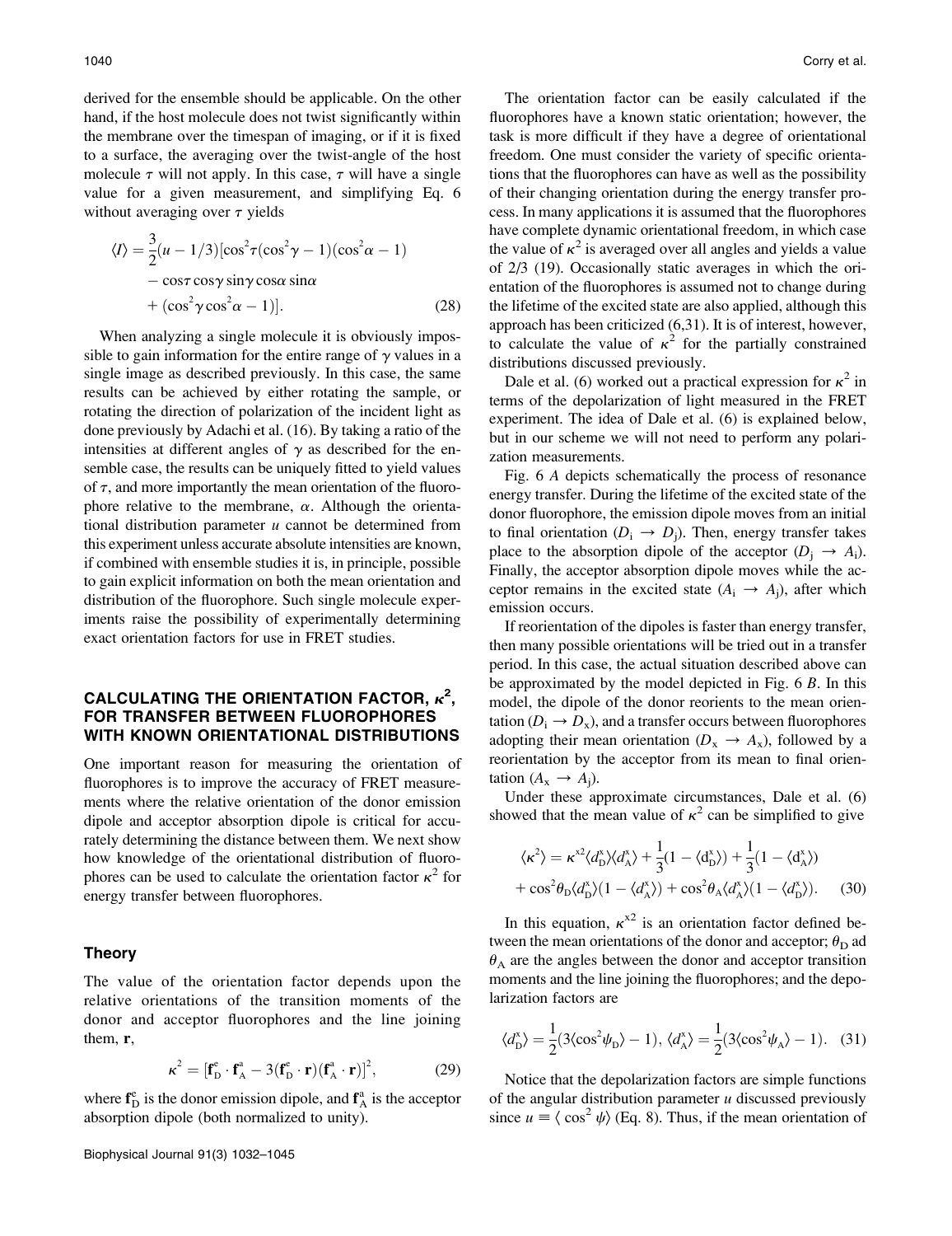derived for the ensemble should be applicable. On the other hand, if the host molecule does not twist significantly within the membrane over the timespan of imaging, or if it is fixed to a surface, the averaging over the twist-angle of the host molecule $\tau$ will not apply. In this case, $\tau$ will have a single value for a given measurement, and simplifying Eq. 6 without averaging over $\tau$ yields

$$\langle I\rangle = \frac{3}{2}(u - 1/3)[\cos^2\tau(\cos^2\gamma - 1)(\cos^2\alpha - 1) - \cos\tau\cos\gamma\sin\gamma\cos\alpha\sin\alpha + (\cos^2\gamma\cos^2\alpha - 1)]. \quad (28)$$

When analyzing a single molecule it is obviously impossible to gain information for the entire range of $\gamma$ values in a single image as described previously. In this case, the same results can be achieved by either rotating the sample, or rotating the direction of polarization of the incident light as done previously by Adachi et al. (16). By taking a ratio of the intensities at different angles of $\gamma$ as described for the ensemble case, the results can be uniquely fitted to yield values of $\tau$, and more importantly the mean orientation of the fluorophore relative to the membrane, $\alpha$. Although the orientational distribution parameter $u$ cannot be determined from this experiment unless accurate absolute intensities are known, if combined with ensemble studies it is, in principle, possible to gain explicit information on both the mean orientation and distribution of the fluorophore. Such single molecule experiments raise the possibility of experimentally determining exact orientation factors for use in FRET studies.

## CALCULATING THE ORIENTATION FACTOR, $\kappa^2$, FOR TRANSFER BETWEEN FLUOROPHORES WITH KNOWN ORIENTATIONAL DISTRIBUTIONS

One important reason for measuring the orientation of fluorophores is to improve the accuracy of FRET measurements where the relative orientation of the donor emission dipole and acceptor absorption dipole is critical for accurately determining the distance between them. We next show how knowledge of the orientational distribution of fluorophores can be used to calculate the orientation factor $\kappa^2$ for energy transfer between fluorophores.

### Theory

The value of the orientation factor depends upon the relative orientations of the transition moments of the donor and acceptor fluorophores and the line joining them, $\mathbf{r}$,

$$\kappa^2 = [\mathbf{f}_D^e \cdot \mathbf{f}_A^a - 3(\mathbf{f}_D^e \cdot \mathbf{r})(\mathbf{f}_A^a \cdot \mathbf{r})]^2, \quad (29)$$

where $\mathbf{f}_D^e$ is the donor emission dipole, and $\mathbf{f}_A^a$ is the acceptor absorption dipole (both normalized to unity).

The orientation factor can be easily calculated if the fluorophores have a known static orientation; however, the task is more difficult if they have a degree of orientational freedom. One must consider the variety of specific orientations that the fluorophores can have as well as the possibility of their changing orientation during the energy transfer process. In many applications it is assumed that the fluorophores have complete dynamic orientational freedom, in which case the value of $\kappa^2$ is averaged over all angles and yields a value of 2/3 (19). Occasionally static averages in which the orientation of the fluorophores is assumed not to change during the lifetime of the excited state are also applied, although this approach has been criticized (6,31). It is of interest, however, to calculate the value of $\kappa^2$ for the partially constrained distributions discussed previously.

Dale et al. (6) worked out a practical expression for $\kappa^2$ in terms of the depolarization of light measured in the FRET experiment. The idea of Dale et al. (6) is explained below, but in our scheme we will not need to perform any polarization measurements.

Fig. 6 *A* depicts schematically the process of resonance energy transfer. During the lifetime of the excited state of the donor fluorophore, the emission dipole moves from an initial to final orientation ($D_i \rightarrow D_j$). Then, energy transfer takes place to the absorption dipole of the acceptor ($D_j \rightarrow A_i$). Finally, the acceptor absorption dipole moves while the acceptor remains in the excited state ($A_i \rightarrow A_j$), after which emission occurs.

If reorientation of the dipoles is faster than energy transfer, then many possible orientations will be tried out in a transfer period. In this case, the actual situation described above can be approximated by the model depicted in Fig. 6 *B*. In this model, the dipole of the donor reorients to the mean orientation ($D_i \rightarrow D_x$), and a transfer occurs between fluorophores adopting their mean orientation ($D_x \rightarrow A_x$), followed by a reorientation by the acceptor from its mean to final orientation ($A_x \rightarrow A_j$).

Under these approximate circumstances, Dale et al. (6) showed that the mean value of $\kappa^2$ can be simplified to give

$$\langle\kappa^2\rangle = \kappa^{x2}\langle d_D^x\rangle\langle d_A^x\rangle + \frac{1}{3}(1 - \langle d_D^x\rangle) + \frac{1}{3}(1 - \langle d_A^x\rangle) + \cos^2\theta_D\langle d_D^x\rangle(1 - \langle d_A^x\rangle) + \cos^2\theta_A\langle d_A^x\rangle(1 - \langle d_D^x\rangle). \quad (30)$$

In this equation, $\kappa^{x2}$ is an orientation factor defined between the mean orientations of the donor and acceptor; $\theta_D$ ad $\theta_A$ are the angles between the donor and acceptor transition moments and the line joining the fluorophores; and the depolarization factors are

$$\langle d_D^x\rangle = \frac{1}{2}(3\langle\cos^2\psi_D\rangle - 1),\ \langle d_A^x\rangle = \frac{1}{2}(3\langle\cos^2\psi_A\rangle - 1). \quad (31)$$

Notice that the depolarization factors are simple functions of the angular distribution parameter $u$ discussed previously since $u \equiv \langle\cos^2\psi\rangle$ (Eq. 8). Thus, if the mean orientation of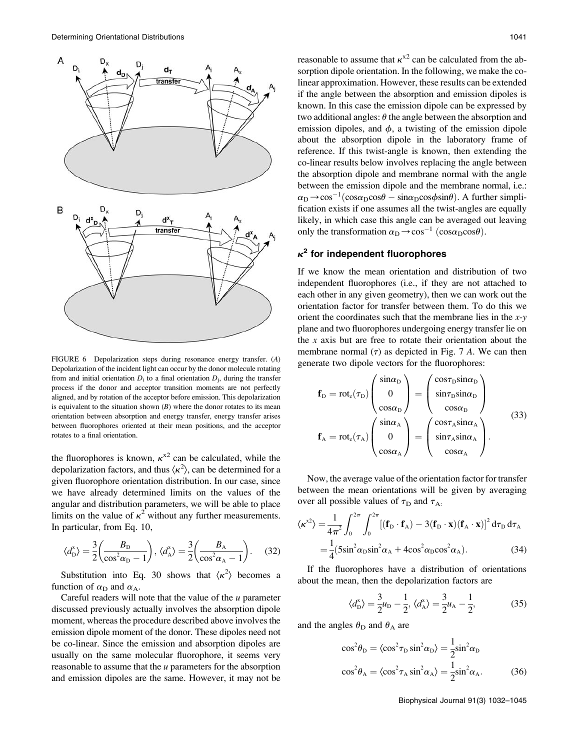FIGURE 6 Depolarization steps during resonance energy transfer. (*A*) Depolarization of the incident light can occur by the donor molecule rotating from and initial orientation $D_i$ to a final orientation $D_j$, during the transfer process if the donor and acceptor transition moments are not perfectly aligned, and by rotation of the acceptor before emission. This depolarization is equivalent to the situation shown (*B*) where the donor rotates to its mean orientation between absorption and energy transfer, energy transfer arises between fluorophores oriented at their mean positions, and the acceptor rotates to a final orientation.

the fluorophores is known, $\kappa^{x2}$ can be calculated, while the depolarization factors, and thus $\langle\kappa^2\rangle$, can be determined for a given fluorophore orientation distribution. In our case, since we have already determined limits on the values of the angular and distribution parameters, we will be able to place limits on the value of $\kappa^2$ without any further measurements. In particular, from Eq. 10,

$$\langle d_D^x \rangle = \frac{3}{2}\left(\frac{B_D}{\cos^2\alpha_D - 1}\right), \langle d_A^x \rangle = \frac{3}{2}\left(\frac{B_A}{\cos^2\alpha_A - 1}\right). \tag{32}$$

Substitution into Eq. 30 shows that $\langle\kappa^2\rangle$ becomes a function of $\alpha_D$ and $\alpha_A$.

Careful readers will note that the value of the *u* parameter discussed previously actually involves the absorption dipole moment, whereas the procedure described above involves the emission dipole moment of the donor. These dipoles need not be co-linear. Since the emission and absorption dipoles are usually on the same molecular fluorophore, it seems very reasonable to assume that the *u* parameters for the absorption and emission dipoles are the same. However, it may not be reasonable to assume that $\kappa^{x2}$ can be calculated from the absorption dipole orientation. In the following, we make the co-linear approximation. However, these results can be extended if the angle between the absorption and emission dipoles is known. In this case the emission dipole can be expressed by two additional angles: $\theta$ the angle between the absorption and emission dipoles, and $\phi$, a twisting of the emission dipole about the absorption dipole in the laboratory frame of reference. If this twist-angle is known, then extending the co-linear results below involves replacing the angle between the absorption dipole and membrane normal with the angle between the emission dipole and the membrane normal, i.e.: $\alpha_D \rightarrow \cos^{-1}(\cos\alpha_D\cos\theta - \sin\alpha_D\cos\phi\sin\theta)$. A further simplification exists if one assumes all the twist-angles are equally likely, in which case this angle can be averaged out leaving only the transformation $\alpha_D \rightarrow \cos^{-1}(\cos\alpha_D\cos\theta)$.

## $\kappa^2$ for independent fluorophores

If we know the mean orientation and distribution of two independent fluorophores (i.e., if they are not attached to each other in any given geometry), then we can work out the orientation factor for transfer between them. To do this we orient the coordinates such that the membrane lies in the *x*-*y* plane and two fluorophores undergoing energy transfer lie on the *x* axis but are free to rotate their orientation about the membrane normal ($\tau$) as depicted in Fig. 7 *A*. We can then generate two dipole vectors for the fluorophores:

$$\mathbf{f}_D = \mathrm{rot}_z(\tau_D)\begin{pmatrix}\sin\alpha_D\\ 0\\ \cos\alpha_D\end{pmatrix} = \begin{pmatrix}\cos\tau_D\sin\alpha_D\\ \sin\tau_D\sin\alpha_D\\ \cos\alpha_D\end{pmatrix}$$
$$\mathbf{f}_A = \mathrm{rot}_z(\tau_A)\begin{pmatrix}\sin\alpha_A\\ 0\\ \cos\alpha_A\end{pmatrix} = \begin{pmatrix}\cos\tau_A\sin\alpha_A\\ \sin\tau_A\sin\alpha_A\\ \cos\alpha_A\end{pmatrix}. \tag{33}$$

Now, the average value of the orientation factor for transfer between the mean orientations will be given by averaging over all possible values of $\tau_D$ and $\tau_A$:

$$\langle\kappa^{x2}\rangle = \frac{1}{4\pi^2}\int_0^{2\pi}\int_0^{2\pi}\left[(\mathbf{f}_D\cdot\mathbf{f}_A) - 3(\mathbf{f}_D\cdot\mathbf{x})(\mathbf{f}_A\cdot\mathbf{x})\right]^2 d\tau_D\, d\tau_A$$
$$= \frac{1}{4}(5\sin^2\alpha_D\sin^2\alpha_A + 4\cos^2\alpha_D\cos^2\alpha_A). \tag{34}$$

If the fluorophores have a distribution of orientations about the mean, then the depolarization factors are

$$\langle d_D^x \rangle = \frac{3}{2}u_D - \frac{1}{2}, \langle d_A^x \rangle = \frac{3}{2}u_A - \frac{1}{2}, \tag{35}$$

and the angles $\theta_D$ and $\theta_A$ are

$$\cos^2\theta_D = \langle\cos^2\tau_D\sin^2\alpha_D\rangle = \frac{1}{2}\sin^2\alpha_D$$
$$\cos^2\theta_A = \langle\cos^2\tau_A\sin^2\alpha_A\rangle = \frac{1}{2}\sin^2\alpha_A. \tag{36}$$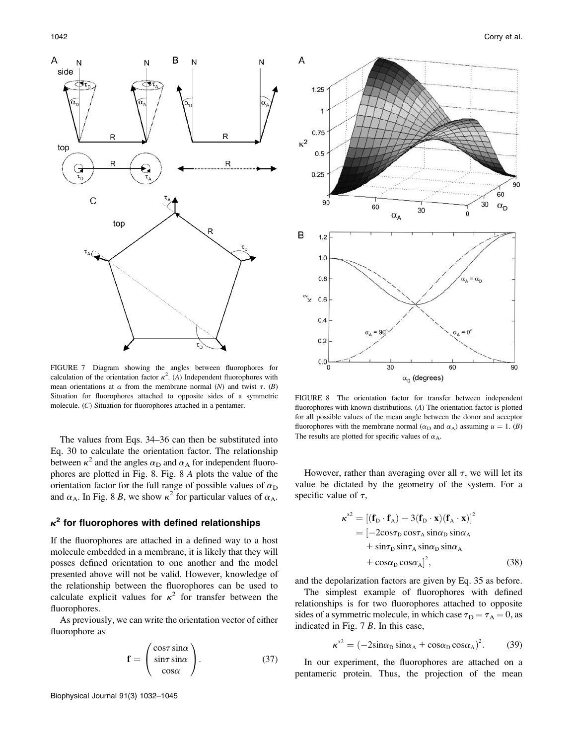FIGURE 7 Diagram showing the angles between fluorophores for calculation of the orientation factor $\kappa^2$. (*A*) Independent fluorophores with mean orientations at $\alpha$ from the membrane normal (*N*) and twist $\tau$. (*B*) Situation for fluorophores attached to opposite sides of a symmetric molecule. (*C*) Situation for fluorophores attached in a pentamer.

The values from Eqs. 34–36 can then be substituted into Eq. 30 to calculate the orientation factor. The relationship between $\kappa^2$ and the angles $\alpha_D$ and $\alpha_A$ for independent fluorophores are plotted in Fig. 8. Fig. 8 *A* plots the value of the orientation factor for the full range of possible values of $\alpha_D$ and $\alpha_A$. In Fig. 8 *B*, we show $\kappa^2$ for particular values of $\alpha_A$.

## $\kappa^2$ for fluorophores with defined relationships

If the fluorophores are attached in a defined way to a host molecule embedded in a membrane, it is likely that they will posses defined orientation to one another and the model presented above will not be valid. However, knowledge of the relationship between the fluorophores can be used to calculate explicit values for $\kappa^2$ for transfer between the fluorophores.

As previously, we can write the orientation vector of either fluorophore as

$$\mathbf{f} = \begin{pmatrix} \cos\tau\sin\alpha \\ \sin\tau\sin\alpha \\ \cos\alpha \end{pmatrix}. \tag{37}$$

FIGURE 8 The orientation factor for transfer between independent fluorophores with known distributions. (*A*) The orientation factor is plotted for all possible values of the mean angle between the donor and acceptor fluorophores with the membrane normal ($\alpha_D$ and $\alpha_A$) assuming $u = 1$. (*B*) The results are plotted for specific values of $\alpha_A$.

However, rather than averaging over all $\tau$, we will let its value be dictated by the geometry of the system. For a specific value of $\tau$,

$$\begin{aligned}\kappa^{x^2} &= [(\mathbf{f}_D \cdot \mathbf{f}_A) - 3(\mathbf{f}_D \cdot \mathbf{x})(\mathbf{f}_A \cdot \mathbf{x})]^2 \\ &= [-2\cos\tau_D \cos\tau_A \sin\alpha_D \sin\alpha_A \\ &\quad + \sin\tau_D \sin\tau_A \sin\alpha_D \sin\alpha_A \\ &\quad + \cos\alpha_D \cos\alpha_A]^2,\end{aligned} \tag{38}$$

and the depolarization factors are given by Eq. 35 as before.

The simplest example of fluorophores with defined relationships is for two fluorophores attached to opposite sides of a symmetric molecule, in which case $\tau_D = \tau_A = 0$, as indicated in Fig. 7 *B*. In this case,

$$\kappa^{x^2} = (-2\sin\alpha_D \sin\alpha_A + \cos\alpha_D \cos\alpha_A)^2. \tag{39}$$

In our experiment, the fluorophores are attached on a pentameric protein. Thus, the projection of the mean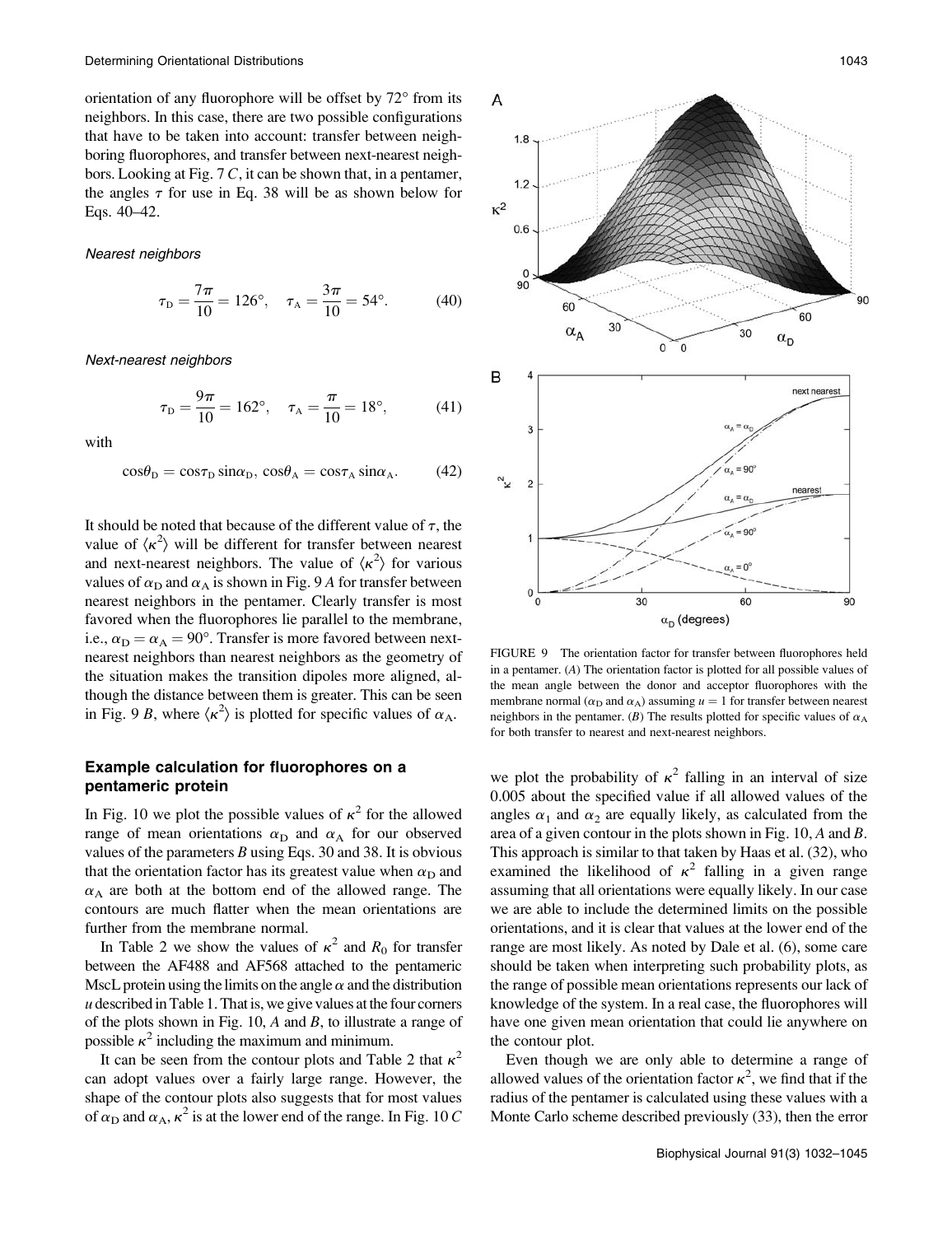orientation of any fluorophore will be offset by 72° from its neighbors. In this case, there are two possible configurations that have to be taken into account: transfer between neighboring fluorophores, and transfer between next-nearest neighbors. Looking at Fig. 7 *C*, it can be shown that, in a pentamer, the angles $\tau$ for use in Eq. 38 will be as shown below for Eqs. 40–42.

*Nearest neighbors*

$$\tau_D = \frac{7\pi}{10} = 126°, \quad \tau_A = \frac{3\pi}{10} = 54°. \tag{40}$$

*Next-nearest neighbors*

$$\tau_D = \frac{9\pi}{10} = 162°, \quad \tau_A = \frac{\pi}{10} = 18°, \tag{41}$$

with

$$\cos\theta_D = \cos\tau_D \sin\alpha_D, \ \cos\theta_A = \cos\tau_A \sin\alpha_A. \tag{42}$$

It should be noted that because of the different value of $\tau$, the value of $\langle\kappa^2\rangle$ will be different for transfer between nearest and next-nearest neighbors. The value of $\langle\kappa^2\rangle$ for various values of $\alpha_D$ and $\alpha_A$ is shown in Fig. 9 *A* for transfer between nearest neighbors in the pentamer. Clearly transfer is most favored when the fluorophores lie parallel to the membrane, i.e., $\alpha_D = \alpha_A = 90°$. Transfer is more favored between next-nearest neighbors than nearest neighbors as the geometry of the situation makes the transition dipoles more aligned, although the distance between them is greater. This can be seen in Fig. 9 *B*, where $\langle\kappa^2\rangle$ is plotted for specific values of $\alpha_A$.

FIGURE 9 The orientation factor for transfer between fluorophores held in a pentamer. (*A*) The orientation factor is plotted for all possible values of the mean angle between the donor and acceptor fluorophores with the membrane normal ($\alpha_D$ and $\alpha_A$) assuming $u = 1$ for transfer between nearest neighbors in the pentamer. (*B*) The results plotted for specific values of $\alpha_A$ for both transfer to nearest and next-nearest neighbors.

### Example calculation for fluorophores on a pentameric protein

In Fig. 10 we plot the possible values of $\kappa^2$ for the allowed range of mean orientations $\alpha_D$ and $\alpha_A$ for our observed values of the parameters *B* using Eqs. 30 and 38. It is obvious that the orientation factor has its greatest value when $\alpha_D$ and $\alpha_A$ are both at the bottom end of the allowed range. The contours are much flatter when the mean orientations are further from the membrane normal.

In Table 2 we show the values of $\kappa^2$ and $R_0$ for transfer between the AF488 and AF568 attached to the pentameric MscL protein using the limits on the angle $\alpha$ and the distribution *u* described in Table 1. That is, we give values at the four corners of the plots shown in Fig. 10, *A* and *B*, to illustrate a range of possible $\kappa^2$ including the maximum and minimum.

It can be seen from the contour plots and Table 2 that $\kappa^2$ can adopt values over a fairly large range. However, the shape of the contour plots also suggests that for most values of $\alpha_D$ and $\alpha_A$, $\kappa^2$ is at the lower end of the range. In Fig. 10 *C* we plot the probability of $\kappa^2$ falling in an interval of size 0.005 about the specified value if all allowed values of the angles $\alpha_1$ and $\alpha_2$ are equally likely, as calculated from the area of a given contour in the plots shown in Fig. 10, *A* and *B*. This approach is similar to that taken by Haas et al. (32), who examined the likelihood of $\kappa^2$ falling in a given range assuming that all orientations were equally likely. In our case we are able to include the determined limits on the possible orientations, and it is clear that values at the lower end of the range are most likely. As noted by Dale et al. (6), some care should be taken when interpreting such probability plots, as the range of possible mean orientations represents our lack of knowledge of the system. In a real case, the fluorophores will have one given mean orientation that could lie anywhere on the contour plot.

Even though we are only able to determine a range of allowed values of the orientation factor $\kappa^2$, we find that if the radius of the pentamer is calculated using these values with a Monte Carlo scheme described previously (33), then the error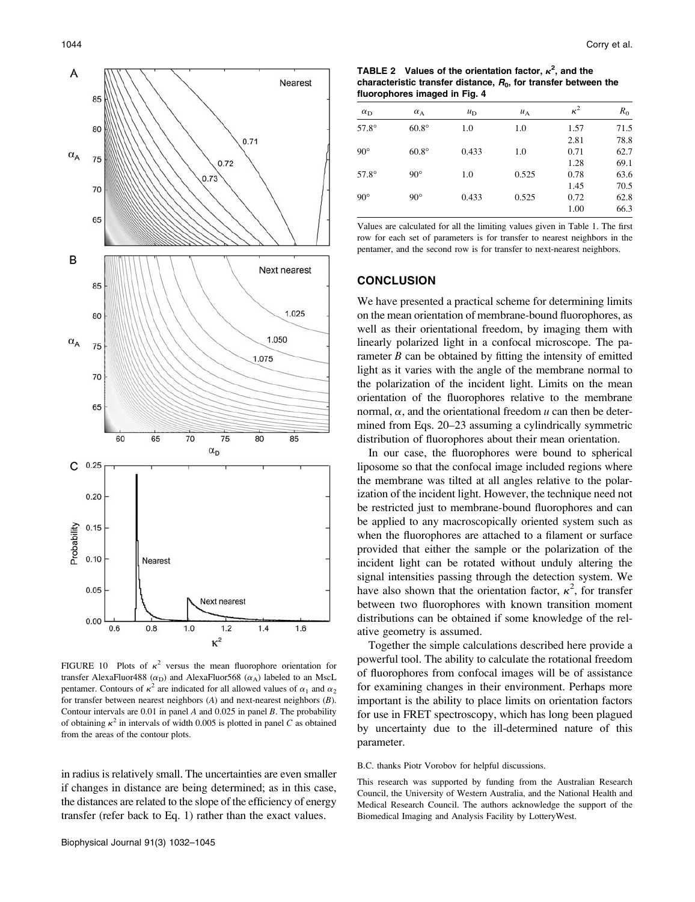A

Nearest

85

80

$\alpha_A$ 75

70

65

0.71

0.72

0.73

B

Next nearest

85

80

$\alpha_A$ 75

70

65

1.025

1.050

1.075

60 65 70 75 80 85

$\alpha_D$

C

0.25

0.20

0.15

Probability

0.10

0.05

0.00

Nearest

Next nearest

0.6 0.8 1.0 1.2 1.4 1.6

$\kappa^2$

FIGURE 10 Plots of $\kappa^2$ versus the mean fluorophore orientation for transfer AlexaFluor488 ($\alpha_D$) and AlexaFluor568 ($\alpha_A$) labeled to an MscL pentamer. Contours of $\kappa^2$ are indicated for all allowed values of $\alpha_1$ and $\alpha_2$ for transfer between nearest neighbors (*A*) and next-nearest neighbors (*B*). Contour intervals are 0.01 in panel *A* and 0.025 in panel *B*. The probability of obtaining $\kappa^2$ in intervals of width 0.005 is plotted in panel *C* as obtained from the areas of the contour plots.

in radius is relatively small. The uncertainties are even smaller if changes in distance are being determined; as in this case, the distances are related to the slope of the efficiency of energy transfer (refer back to Eq. 1) rather than the exact values.

**TABLE 2 Values of the orientation factor, $\kappa^2$, and the characteristic transfer distance, $R_0$, for transfer between the fluorophores imaged in Fig. 4**

| $\alpha_D$ | $\alpha_A$ | $u_D$ | $u_A$ | $\kappa^2$ | $R_0$ |
|---|---|---|---|---|---|
| 57.8° | 60.8° | 1.0 | 1.0 | 1.57 | 71.5 |
| | | | | 2.81 | 78.8 |
| 90° | 60.8° | 0.433 | 1.0 | 0.71 | 62.7 |
| | | | | 1.28 | 69.1 |
| 57.8° | 90° | 1.0 | 0.525 | 0.78 | 63.6 |
| | | | | 1.45 | 70.5 |
| 90° | 90° | 0.433 | 0.525 | 0.72 | 62.8 |
| | | | | 1.00 | 66.3 |

Values are calculated for all the limiting values given in Table 1. The first row for each set of parameters is for transfer to nearest neighbors in the pentamer, and the second row is for transfer to next-nearest neighbors.

## CONCLUSION

We have presented a practical scheme for determining limits on the mean orientation of membrane-bound fluorophores, as well as their orientational freedom, by imaging them with linearly polarized light in a confocal microscope. The parameter $B$ can be obtained by fitting the intensity of emitted light as it varies with the angle of the membrane normal to the polarization of the incident light. Limits on the mean orientation of the fluorophores relative to the membrane normal, $\alpha$, and the orientational freedom $u$ can then be determined from Eqs. 20–23 assuming a cylindrically symmetric distribution of fluorophores about their mean orientation.

In our case, the fluorophores were bound to spherical liposome so that the confocal image included regions where the membrane was tilted at all angles relative to the polarization of the incident light. However, the technique need not be restricted just to membrane-bound fluorophores and can be applied to any macroscopically oriented system such as when the fluorophores are attached to a filament or surface provided that either the sample or the polarization of the incident light can be rotated without unduly altering the signal intensities passing through the detection system. We have also shown that the orientation factor, $\kappa^2$, for transfer between two fluorophores with known transition moment distributions can be obtained if some knowledge of the relative geometry is assumed.

Together the simple calculations described here provide a powerful tool. The ability to calculate the rotational freedom of fluorophores from confocal images will be of assistance for examining changes in their environment. Perhaps more important is the ability to place limits on orientation factors for use in FRET spectroscopy, which has long been plagued by uncertainty due to the ill-determined nature of this parameter.

B.C. thanks Piotr Vorobov for helpful discussions.

This research was supported by funding from the Australian Research Council, the University of Western Australia, and the National Health and Medical Research Council. The authors acknowledge the support of the Biomedical Imaging and Analysis Facility by LotteryWest.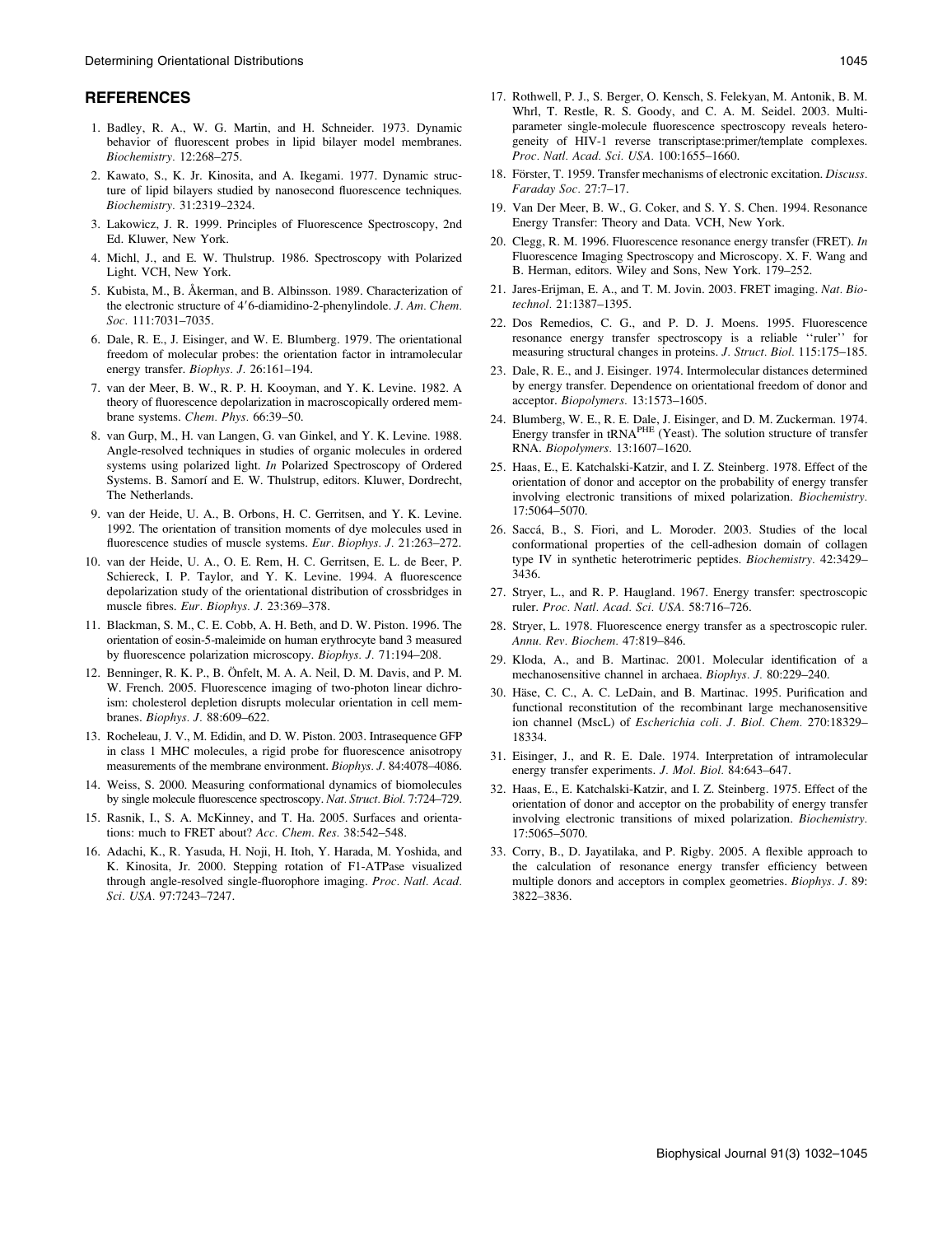## REFERENCES

1. Badley, R. A., W. G. Martin, and H. Schneider. 1973. Dynamic behavior of fluorescent probes in lipid bilayer model membranes. *Biochemistry*. 12:268–275.
2. Kawato, S., K. Jr. Kinosita, and A. Ikegami. 1977. Dynamic structure of lipid bilayers studied by nanosecond fluorescence techniques. *Biochemistry*. 31:2319–2324.
3. Lakowicz, J. R. 1999. Principles of Fluorescence Spectroscopy, 2nd Ed. Kluwer, New York.
4. Michl, J., and E. W. Thulstrup. 1986. Spectroscopy with Polarized Light. VCH, New York.
5. Kubista, M., B. Åkerman, and B. Albinsson. 1989. Characterization of the electronic structure of 4′6-diamidino-2-phenylindole. *J. Am. Chem. Soc.* 111:7031–7035.
6. Dale, R. E., J. Eisinger, and W. E. Blumberg. 1979. The orientational freedom of molecular probes: the orientation factor in intramolecular energy transfer. *Biophys. J.* 26:161–194.
7. van der Meer, B. W., R. P. H. Kooyman, and Y. K. Levine. 1982. A theory of fluorescence depolarization in macroscopically ordered membrane systems. *Chem. Phys.* 66:39–50.
8. van Gurp, M., H. van Langen, G. van Ginkel, and Y. K. Levine. 1988. Angle-resolved techniques in studies of organic molecules in ordered systems using polarized light. *In* Polarized Spectroscopy of Ordered Systems. B. Samorí and E. W. Thulstrup, editors. Kluwer, Dordrecht, The Netherlands.
9. van der Heide, U. A., B. Orbons, H. C. Gerritsen, and Y. K. Levine. 1992. The orientation of transition moments of dye molecules used in fluorescence studies of muscle systems. *Eur. Biophys. J.* 21:263–272.
10. van der Heide, U. A., O. E. Rem, H. C. Gerritsen, E. L. de Beer, P. Schiereck, I. P. Taylor, and Y. K. Levine. 1994. A fluorescence depolarization study of the orientational distribution of crossbridges in muscle fibres. *Eur. Biophys. J.* 23:369–378.
11. Blackman, S. M., C. E. Cobb, A. H. Beth, and D. W. Piston. 1996. The orientation of eosin-5-maleimide on human erythrocyte band 3 measured by fluorescence polarization microscopy. *Biophys. J.* 71:194–208.
12. Benninger, R. K. P., B. Önfelt, M. A. A. Neil, D. M. Davis, and P. M. W. French. 2005. Fluorescence imaging of two-photon linear dichroism: cholesterol depletion disrupts molecular orientation in cell membranes. *Biophys. J.* 88:609–622.
13. Rocheleau, J. V., M. Edidin, and D. W. Piston. 2003. Intrasequence GFP in class 1 MHC molecules, a rigid probe for fluorescence anisotropy measurements of the membrane environment. *Biophys. J.* 84:4078–4086.
14. Weiss, S. 2000. Measuring conformational dynamics of biomolecules by single molecule fluorescence spectroscopy. *Nat. Struct. Biol.* 7:724–729.
15. Rasnik, I., S. A. McKinney, and T. Ha. 2005. Surfaces and orientations: much to FRET about? *Acc. Chem. Res.* 38:542–548.
16. Adachi, K., R. Yasuda, H. Noji, H. Itoh, Y. Harada, M. Yoshida, and K. Kinosita, Jr. 2000. Stepping rotation of F1-ATPase visualized through angle-resolved single-fluorophore imaging. *Proc. Natl. Acad. Sci. USA.* 97:7243–7247.
17. Rothwell, P. J., S. Berger, O. Kensch, S. Felekyan, M. Antonik, B. M. Whrl, T. Restle, R. S. Goody, and C. A. M. Seidel. 2003. Multi-parameter single-molecule fluorescence spectroscopy reveals heterogeneity of HIV-1 reverse transcriptase:primer/template complexes. *Proc. Natl. Acad. Sci. USA.* 100:1655–1660.
18. Förster, T. 1959. Transfer mechanisms of electronic excitation. *Discuss. Faraday Soc.* 27:7–17.
19. Van Der Meer, B. W., G. Coker, and S. Y. S. Chen. 1994. Resonance Energy Transfer: Theory and Data. VCH, New York.
20. Clegg, R. M. 1996. Fluorescence resonance energy transfer (FRET). *In* Fluorescence Imaging Spectroscopy and Microscopy. X. F. Wang and B. Herman, editors. Wiley and Sons, New York. 179–252.
21. Jares-Erijman, E. A., and T. M. Jovin. 2003. FRET imaging. *Nat. Biotechnol.* 21:1387–1395.
22. Dos Remedios, C. G., and P. D. J. Moens. 1995. Fluorescence resonance energy transfer spectroscopy is a reliable ''ruler'' for measuring structural changes in proteins. *J. Struct. Biol.* 115:175–185.
23. Dale, R. E., and J. Eisinger. 1974. Intermolecular distances determined by energy transfer. Dependence on orientational freedom of donor and acceptor. *Biopolymers*. 13:1573–1605.
24. Blumberg, W. E., R. E. Dale, J. Eisinger, and D. M. Zuckerman. 1974. Energy transfer in tRNA$^{PHE}$ (Yeast). The solution structure of transfer RNA. *Biopolymers*. 13:1607–1620.
25. Haas, E., E. Katchalski-Katzir, and I. Z. Steinberg. 1978. Effect of the orientation of donor and acceptor on the probability of energy transfer involving electronic transitions of mixed polarization. *Biochemistry*. 17:5064–5070.
26. Saccá, B., S. Fiori, and L. Moroder. 2003. Studies of the local conformational properties of the cell-adhesion domain of collagen type IV in synthetic heterotrimeric peptides. *Biochemistry*. 42:3429–3436.
27. Stryer, L., and R. P. Haugland. 1967. Energy transfer: spectroscopic ruler. *Proc. Natl. Acad. Sci. USA.* 58:716–726.
28. Stryer, L. 1978. Fluorescence energy transfer as a spectroscopic ruler. *Annu. Rev. Biochem.* 47:819–846.
29. Kloda, A., and B. Martinac. 2001. Molecular identification of a mechanosensitive channel in archaea. *Biophys. J.* 80:229–240.
30. Häse, C. C., A. C. LeDain, and B. Martinac. 1995. Purification and functional reconstitution of the recombinant large mechanosensitive ion channel (MscL) of *Escherichia coli*. *J. Biol. Chem.* 270:18329–18334.
31. Eisinger, J., and R. E. Dale. 1974. Interpretation of intramolecular energy transfer experiments. *J. Mol. Biol.* 84:643–647.
32. Haas, E., E. Katchalski-Katzir, and I. Z. Steinberg. 1975. Effect of the orientation of donor and acceptor on the probability of energy transfer involving electronic transitions of mixed polarization. *Biochemistry*. 17:5065–5070.
33. Corry, B., D. Jayatilaka, and P. Rigby. 2005. A flexible approach to the calculation of resonance energy transfer efficiency between multiple donors and acceptors in complex geometries. *Biophys. J.* 89: 3822–3836.